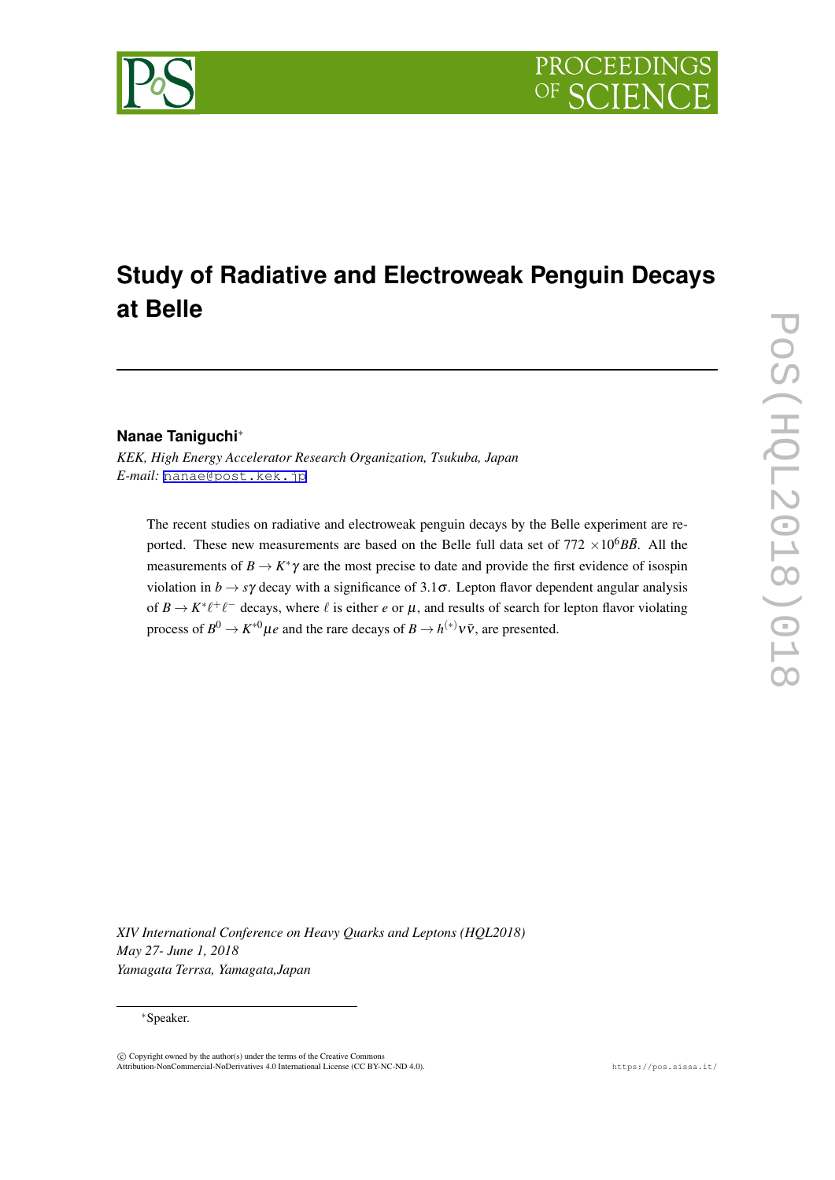# Study of Radiative and Electroweak Penguin Decays at Belle

**Nanae Taniguchi***

*KEK, High Energy Accelerator Research Organization, Tsukuba, Japan*
*E-mail:* nanae@post.kek.jp

The recent studies on radiative and electroweak penguin decays by the Belle experiment are reported. These new measurements are based on the Belle full data set of $772 \times 10^6 B\bar{B}$. All the measurements of $B \to K^*\gamma$ are the most precise to date and provide the first evidence of isospin violation in $b \to s\gamma$ decay with a significance of $3.1\sigma$. Lepton flavor dependent angular analysis of $B \to K^*\ell^+\ell^-$ decays, where $\ell$ is either $e$ or $\mu$, and results of search for lepton flavor violating process of $B^0 \to K^{*0}\mu e$ and the rare decays of $B \to h^{(*)}\nu\bar{\nu}$, are presented.

*XIV International Conference on Heavy Quarks and Leptons (HQL2018)*
*May 27- June 1, 2018*
*Yamagata Terrsa, Yamagata,Japan*

*Speaker.

© Copyright owned by the author(s) under the terms of the Creative Commons Attribution-NonCommercial-NoDerivatives 4.0 International License (CC BY-NC-ND 4.0).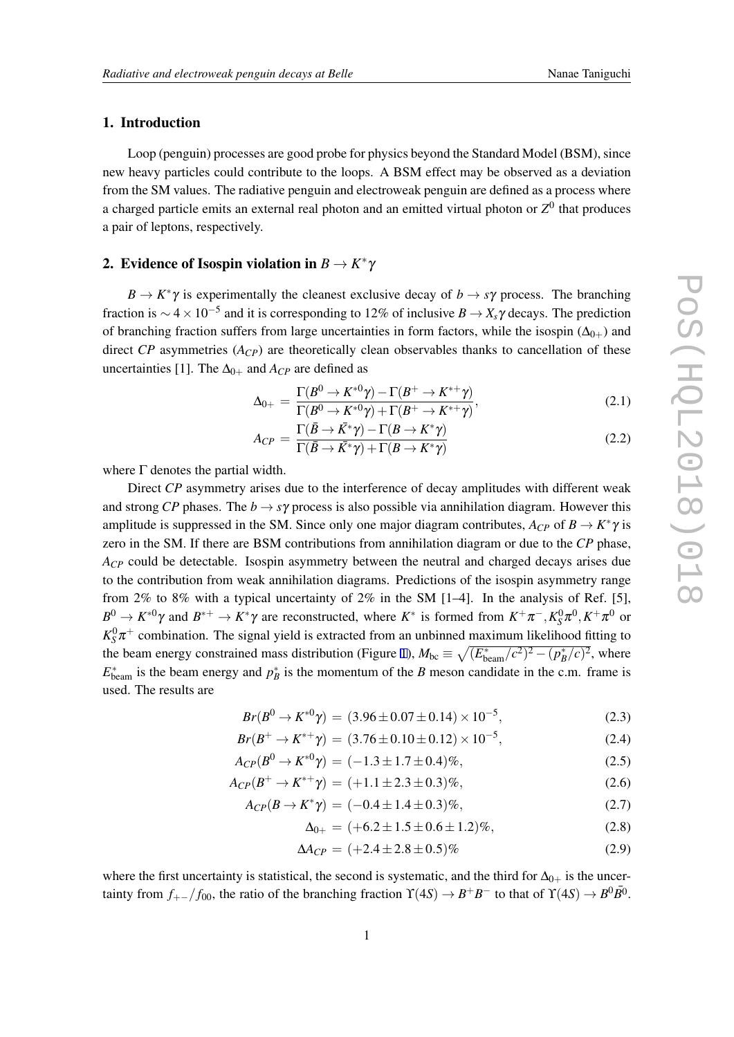## 1. Introduction

Loop (penguin) processes are good probe for physics beyond the Standard Model (BSM), since new heavy particles could contribute to the loops. A BSM effect may be observed as a deviation from the SM values. The radiative penguin and electroweak penguin are defined as a process where a charged particle emits an external real photon and an emitted virtual photon or $Z^0$ that produces a pair of leptons, respectively.

## 2. Evidence of Isospin violation in $B \to K^*\gamma$

$B \to K^*\gamma$ is experimentally the cleanest exclusive decay of $b \to s\gamma$ process. The branching fraction is $\sim 4\times 10^{-5}$ and it is corresponding to 12% of inclusive $B \to X_s\gamma$ decays. The prediction of branching fraction suffers from large uncertainties in form factors, while the isospin ($\Delta_{0+}$) and direct *CP* asymmetries ($A_{CP}$) are theoretically clean observables thanks to cancellation of these uncertainties [1]. The $\Delta_{0+}$ and $A_{CP}$ are defined as

$$\Delta_{0+} = \frac{\Gamma(B^0 \to K^{*0}\gamma) - \Gamma(B^+ \to K^{*+}\gamma)}{\Gamma(B^0 \to K^{*0}\gamma) + \Gamma(B^+ \to K^{*+}\gamma)}, \tag{2.1}$$

$$A_{CP} = \frac{\Gamma(\bar{B} \to \bar{K^*}\gamma) - \Gamma(B \to K^*\gamma)}{\Gamma(\bar{B} \to \bar{K^*}\gamma) + \Gamma(B \to K^*\gamma)} \tag{2.2}$$

where $\Gamma$ denotes the partial width.

Direct *CP* asymmetry arises due to the interference of decay amplitudes with different weak and strong *CP* phases. The $b \to s\gamma$ process is also possible via annihilation diagram. However this amplitude is suppressed in the SM. Since only one major diagram contributes, $A_{CP}$ of $B \to K^*\gamma$ is zero in the SM. If there are BSM contributions from annihilation diagram or due to the *CP* phase, $A_{CP}$ could be detectable. Isospin asymmetry between the neutral and charged decays arises due to the contribution from weak annihilation diagrams. Predictions of the isospin asymmetry range from 2% to 8% with a typical uncertainty of 2% in the SM [1–4]. In the analysis of Ref. [5], $B^0 \to K^{*0}\gamma$ and $B^{*+} \to K^*\gamma$ are reconstructed, where $K^*$ is formed from $K^+\pi^-, K^0_S\pi^0, K^+\pi^0$ or $K^0_S\pi^+$ combination. The signal yield is extracted from an unbinned maximum likelihood fitting to the beam energy constrained mass distribution (Figure 1), $M_{\rm bc} \equiv \sqrt{(E^*_{\rm beam}/c^2)^2 - (p^*_B/c)^2}$, where $E^*_{\rm beam}$ is the beam energy and $p^*_B$ is the momentum of the $B$ meson candidate in the c.m. frame is used. The results are

$$Br(B^0 \to K^{*0}\gamma) = (3.96 \pm 0.07 \pm 0.14) \times 10^{-5}, \tag{2.3}$$

$$Br(B^+ \to K^{*+}\gamma) = (3.76 \pm 0.10 \pm 0.12) \times 10^{-5}, \tag{2.4}$$

$$A_{CP}(B^0 \to K^{*0}\gamma) = (-1.3 \pm 1.7 \pm 0.4)\%, \tag{2.5}$$

$$A_{CP}(B^+ \to K^{*+}\gamma) = (+1.1 \pm 2.3 \pm 0.3)\%, \tag{2.6}$$

$$A_{CP}(B \to K^*\gamma) = (-0.4 \pm 1.4 \pm 0.3)\%, \tag{2.7}$$

$$\Delta_{0+} = (+6.2 \pm 1.5 \pm 0.6 \pm 1.2)\%, \tag{2.8}$$

$$\Delta A_{CP} = (+2.4 \pm 2.8 \pm 0.5)\% \tag{2.9}$$

where the first uncertainty is statistical, the second is systematic, and the third for $\Delta_{0+}$ is the uncertainty from $f_{+-}/f_{00}$, the ratio of the branching fraction $\Upsilon(4S) \to B^+B^-$ to that of $\Upsilon(4S) \to B^0\bar{B}^0$.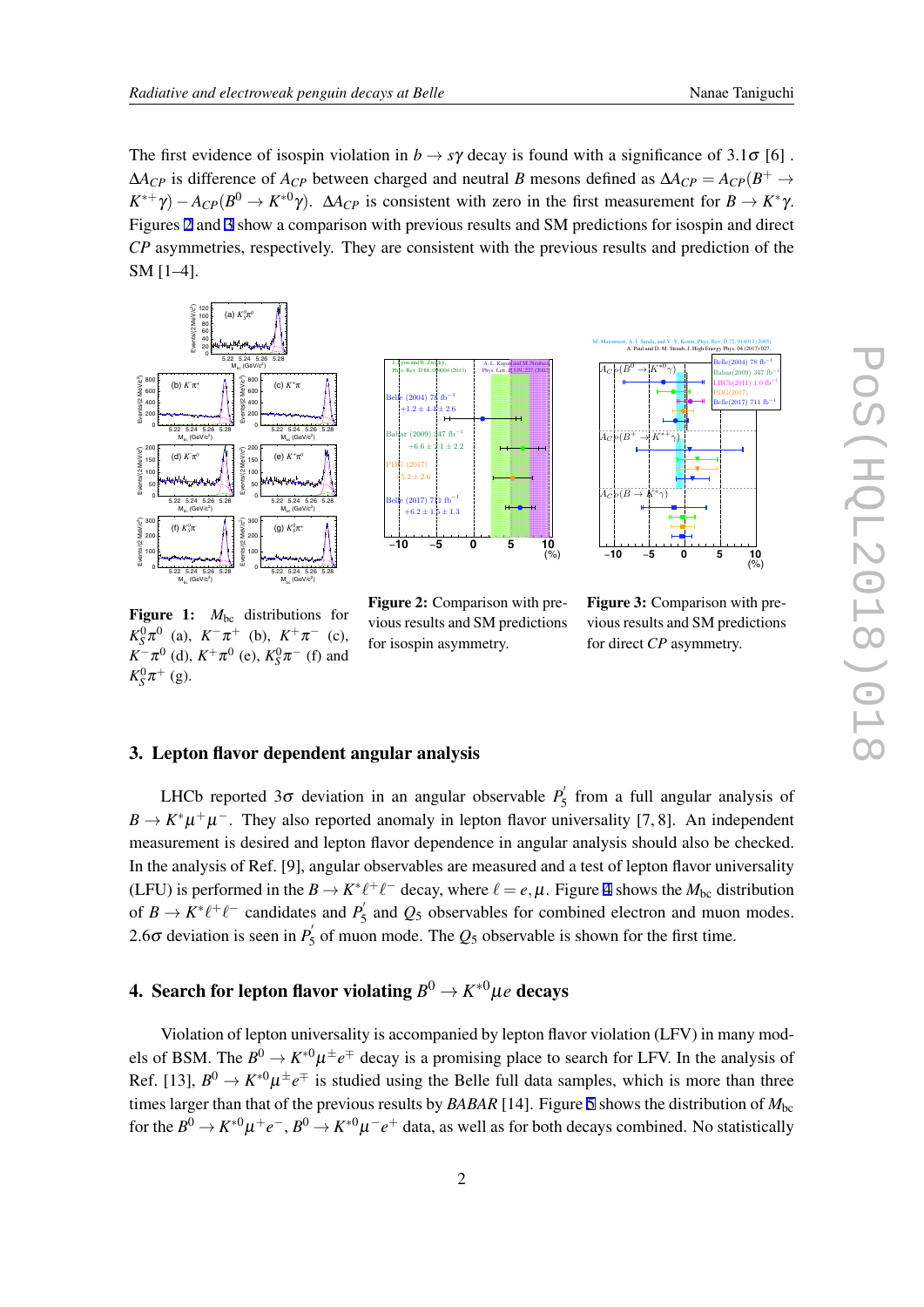The first evidence of isospin violation in $b \to s\gamma$ decay is found with a significance of $3.1\sigma$ [6] . $\Delta A_{CP}$ is difference of $A_{CP}$ between charged and neutral $B$ mesons defined as $\Delta A_{CP} = A_{CP}(B^+ \to K^{*+}\gamma) - A_{CP}(B^0 \to K^{*0}\gamma)$. $\Delta A_{CP}$ is consistent with zero in the first measurement for $B \to K^*\gamma$. Figures 2 and 3 show a comparison with previous results and SM predictions for isospin and direct $CP$ asymmetries, respectively. They are consistent with the previous results and prediction of the SM [1–4].

**Figure 1:** $M_{\rm bc}$ distributions for $K_S^0\pi^0$ (a), $K^-\pi^+$ (b), $K^+\pi^-$ (c), $K^-\pi^0$ (d), $K^+\pi^0$ (e), $K_S^0\pi^-$ (f) and $K_S^0\pi^+$ (g).

**Figure 2:** Comparison with previous results and SM predictions for isospin asymmetry.

**Figure 3:** Comparison with previous results and SM predictions for direct $CP$ asymmetry.

## 3. Lepton flavor dependent angular analysis

LHCb reported $3\sigma$ deviation in an angular observable $P_5^{'}$ from a full angular analysis of $B \to K^*\mu^+\mu^-$. They also reported anomaly in lepton flavor universality [7, 8]. An independent measurement is desired and lepton flavor dependence in angular analysis should also be checked. In the analysis of Ref. [9], angular observables are measured and a test of lepton flavor universality (LFU) is performed in the $B \to K^*\ell^+\ell^-$ decay, where $\ell = e, \mu$. Figure 4 shows the $M_{\rm bc}$ distribution of $B \to K^*\ell^+\ell^-$ candidates and $P_5^{'}$ and $Q_5$ observables for combined electron and muon modes. $2.6\sigma$ deviation is seen in $P_5^{'}$ of muon mode. The $Q_5$ observable is shown for the first time.

## 4. Search for lepton flavor violating $B^0 \to K^{*0}\mu e$ decays

Violation of lepton universality is accompanied by lepton flavor violation (LFV) in many models of BSM. The $B^0 \to K^{*0}\mu^\pm e^\mp$ decay is a promising place to search for LFV. In the analysis of Ref. [13], $B^0 \to K^{*0}\mu^\pm e^\mp$ is studied using the Belle full data samples, which is more than three times larger than that of the previous results by *BABAR* [14]. Figure 5 shows the distribution of $M_{\rm bc}$ for the $B^0 \to K^{*0}\mu^+e^-$, $B^0 \to K^{*0}\mu^-e^+$ data, as well as for both decays combined. No statistically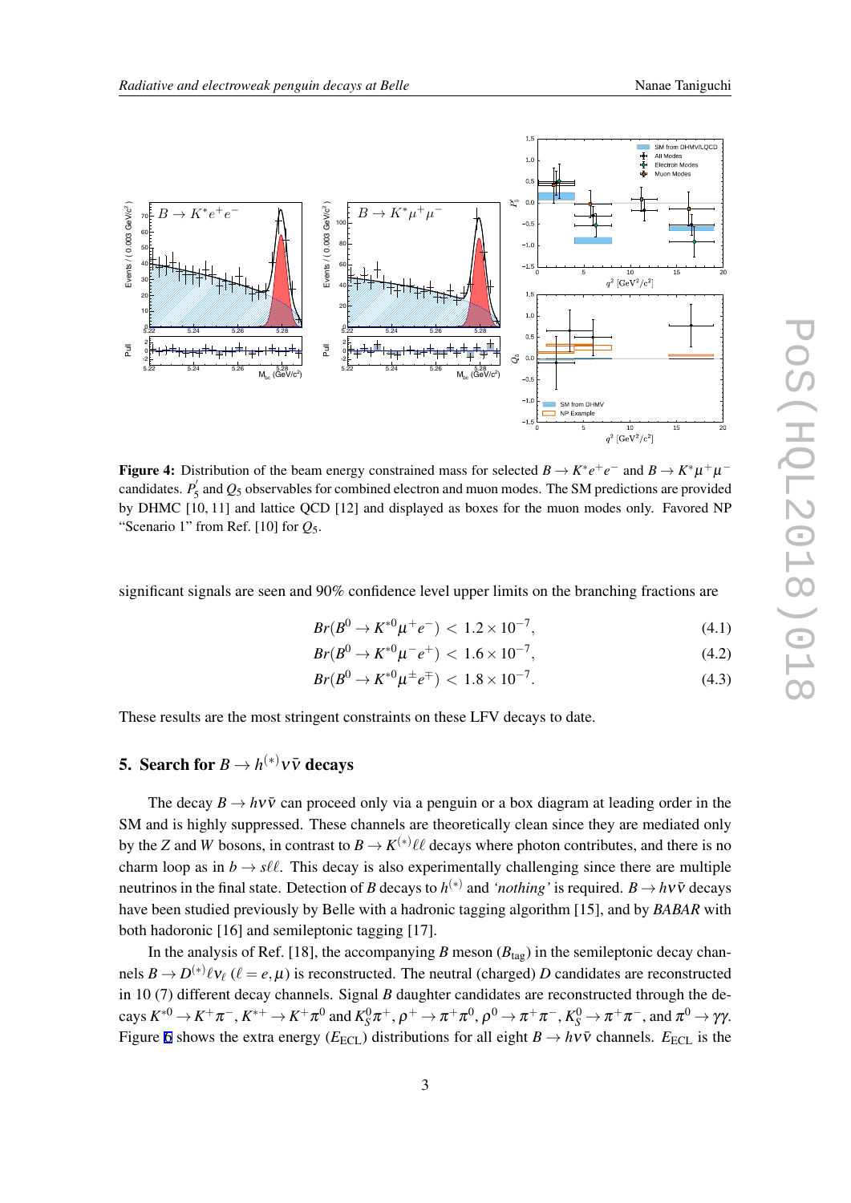**Figure 4:** Distribution of the beam energy constrained mass for selected $B \to K^* e^+ e^-$ and $B \to K^* \mu^+ \mu^-$ candidates. $P_5'$ and $Q_5$ observables for combined electron and muon modes. The SM predictions are provided by DHMC [10, 11] and lattice QCD [12] and displayed as boxes for the muon modes only. Favored NP "Scenario 1" from Ref. [10] for $Q_5$.

significant signals are seen and 90% confidence level upper limits on the branching fractions are

$$Br(B^0 \to K^{*0} \mu^+ e^-) < 1.2 \times 10^{-7}, \tag{4.1}$$

$$Br(B^0 \to K^{*0} \mu^- e^+) < 1.6 \times 10^{-7}, \tag{4.2}$$

$$Br(B^0 \to K^{*0} \mu^\pm e^\mp) < 1.8 \times 10^{-7}. \tag{4.3}$$

These results are the most stringent constraints on these LFV decays to date.

## 5. Search for $B \to h^{(*)} \nu \bar{\nu}$ decays

The decay $B \to h \nu \bar{\nu}$ can proceed only via a penguin or a box diagram at leading order in the SM and is highly suppressed. These channels are theoretically clean since they are mediated only by the $Z$ and $W$ bosons, in contrast to $B \to K^{(*)} \ell \ell$ decays where photon contributes, and there is no charm loop as in $b \to s \ell \ell$. This decay is also experimentally challenging since there are multiple neutrinos in the final state. Detection of $B$ decays to $h^{(*)}$ and *'nothing'* is required. $B \to h \nu \bar{\nu}$ decays have been studied previously by Belle with a hadronic tagging algorithm [15], and by *BABAR* with both hadoronic [16] and semileptonic tagging [17].

In the analysis of Ref. [18], the accompanying $B$ meson ($B_{\text{tag}}$) in the semileptonic decay channels $B \to D^{(*)} \ell \nu_\ell$ ($\ell = e, \mu$) is reconstructed. The neutral (charged) $D$ candidates are reconstructed in 10 (7) different decay channels. Signal $B$ daughter candidates are reconstructed through the decays $K^{*0} \to K^+ \pi^-$, $K^{*+} \to K^+ \pi^0$ and $K_S^0 \pi^+$, $\rho^+ \to \pi^+ \pi^0$, $\rho^0 \to \pi^+ \pi^-$, $K_S^0 \to \pi^+ \pi^-$, and $\pi^0 \to \gamma\gamma$. Figure 6 shows the extra energy ($E_{\text{ECL}}$) distributions for all eight $B \to h \nu \bar{\nu}$ channels. $E_{\text{ECL}}$ is the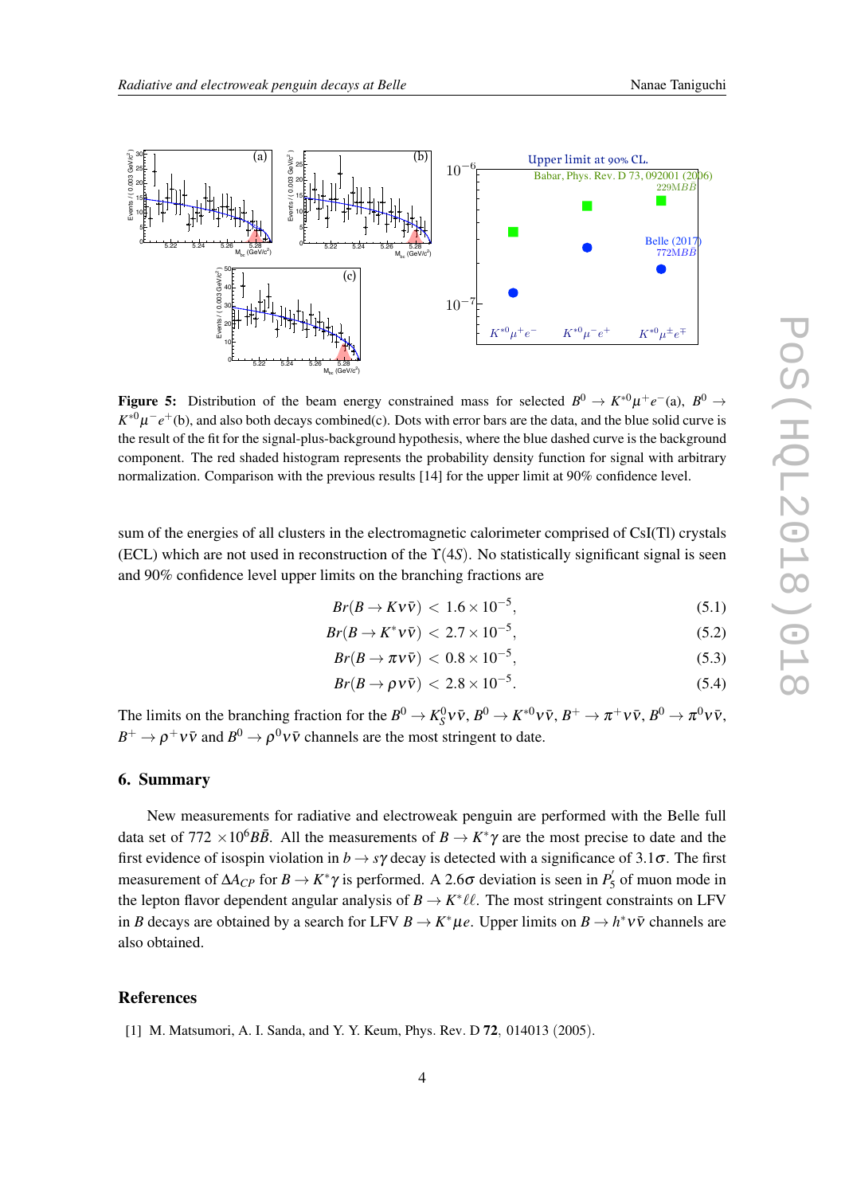**Figure 5:** Distribution of the beam energy constrained mass for selected $B^0 \to K^{*0}\mu^+e^-$(a), $B^0 \to K^{*0}\mu^-e^+$(b), and also both decays combined(c). Dots with error bars are the data, and the blue solid curve is the result of the fit for the signal-plus-background hypothesis, where the blue dashed curve is the background component. The red shaded histogram represents the probability density function for signal with arbitrary normalization. Comparison with the previous results [14] for the upper limit at 90% confidence level.

sum of the energies of all clusters in the electromagnetic calorimeter comprised of CsI(Tl) crystals (ECL) which are not used in reconstruction of the $\Upsilon(4S)$. No statistically significant signal is seen and 90% confidence level upper limits on the branching fractions are

$$Br(B \to K\nu\bar{\nu}) < 1.6 \times 10^{-5}, \tag{5.1}$$

$$Br(B \to K^*\nu\bar{\nu}) < 2.7 \times 10^{-5}, \tag{5.2}$$

$$Br(B \to \pi\nu\bar{\nu}) < 0.8 \times 10^{-5}, \tag{5.3}$$

$$Br(B \to \rho\nu\bar{\nu}) < 2.8 \times 10^{-5}. \tag{5.4}$$

The limits on the branching fraction for the $B^0 \to K_S^0\nu\bar{\nu}$, $B^0 \to K^{*0}\nu\bar{\nu}$, $B^+ \to \pi^+\nu\bar{\nu}$, $B^0 \to \pi^0\nu\bar{\nu}$, $B^+ \to \rho^+\nu\bar{\nu}$ and $B^0 \to \rho^0\nu\bar{\nu}$ channels are the most stringent to date.

## 6. Summary

New measurements for radiative and electroweak penguin are performed with the Belle full data set of 772 $\times 10^6 B\bar{B}$. All the measurements of $B \to K^*\gamma$ are the most precise to date and the first evidence of isospin violation in $b \to s\gamma$ decay is detected with a significance of $3.1\sigma$. The first measurement of $\Delta A_{CP}$ for $B \to K^*\gamma$ is performed. A $2.6\sigma$ deviation is seen in $P_5'$ of muon mode in the lepton flavor dependent angular analysis of $B \to K^*\ell\ell$. The most stringent constraints on LFV in $B$ decays are obtained by a search for LFV $B \to K^*\mu e$. Upper limits on $B \to h^*\nu\bar{\nu}$ channels are also obtained.

## References

[1] M. Matsumori, A. I. Sanda, and Y. Y. Keum, Phys. Rev. D **72**, 014013 (2005).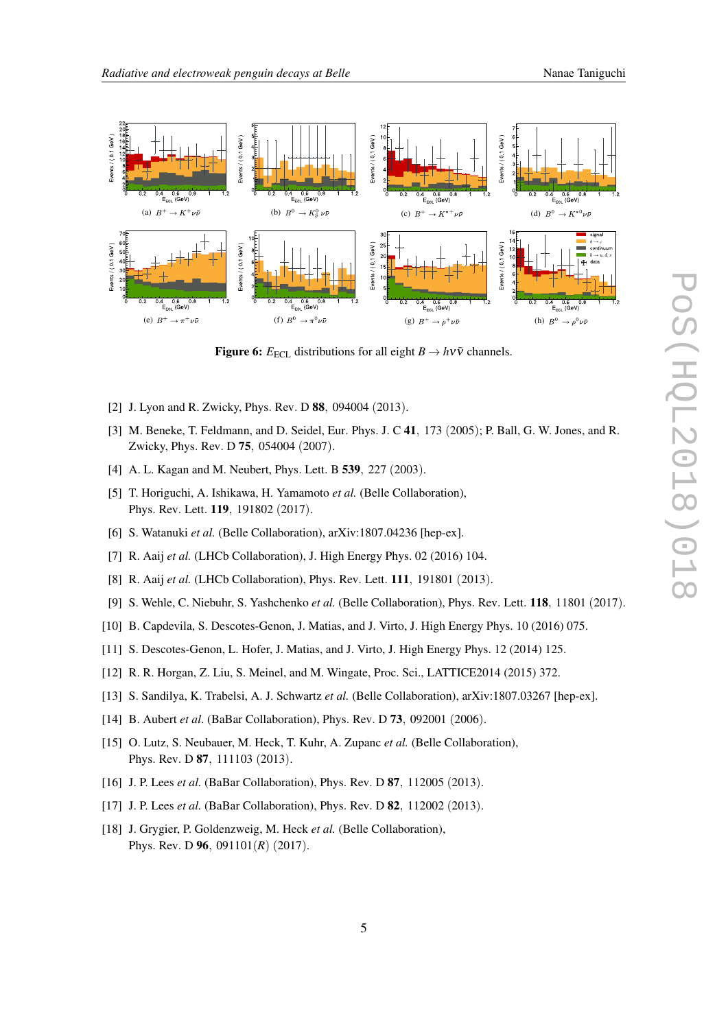(a) $B^+ \to K^+\nu\bar{\nu}$

(b) $B^0 \to K_S^0\nu\bar{\nu}$

(c) $B^+ \to K^{*+}\nu\bar{\nu}$

(d) $B^0 \to K^{*0}\nu\bar{\nu}$

(e) $B^+ \to \pi^+\nu\bar{\nu}$

(f) $B^0 \to \pi^0\nu\bar{\nu}$

(g) $B^+ \to \rho^+\nu\bar{\nu}$

(h) $B^0 \to \rho^0\nu\bar{\nu}$

**Figure 6:** $E_{\rm ECL}$ distributions for all eight $B \to h\nu\bar{\nu}$ channels.

[2] J. Lyon and R. Zwicky, Phys. Rev. D **88**, 094004 (2013).

[3] M. Beneke, T. Feldmann, and D. Seidel, Eur. Phys. J. C **41**, 173 (2005); P. Ball, G. W. Jones, and R. Zwicky, Phys. Rev. D **75**, 054004 (2007).

[4] A. L. Kagan and M. Neubert, Phys. Lett. B **539**, 227 (2003).

[5] T. Horiguchi, A. Ishikawa, H. Yamamoto *et al.* (Belle Collaboration), Phys. Rev. Lett. **119**, 191802 (2017).

[6] S. Watanuki *et al.* (Belle Collaboration), arXiv:1807.04236 [hep-ex].

[7] R. Aaij *et al.* (LHCb Collaboration), J. High Energy Phys. 02 (2016) 104.

[8] R. Aaij *et al.* (LHCb Collaboration), Phys. Rev. Lett. **111**, 191801 (2013).

[9] S. Wehle, C. Niebuhr, S. Yashchenko *et al.* (Belle Collaboration), Phys. Rev. Lett. **118**, 11801 (2017).

[10] B. Capdevila, S. Descotes-Genon, J. Matias, and J. Virto, J. High Energy Phys. 10 (2016) 075.

[11] S. Descotes-Genon, L. Hofer, J. Matias, and J. Virto, J. High Energy Phys. 12 (2014) 125.

[12] R. R. Horgan, Z. Liu, S. Meinel, and M. Wingate, Proc. Sci., LATTICE2014 (2015) 372.

[13] S. Sandilya, K. Trabelsi, A. J. Schwartz *et al.* (Belle Collaboration), arXiv:1807.03267 [hep-ex].

[14] B. Aubert *et al.* (BaBar Collaboration), Phys. Rev. D **73**, 092001 (2006).

[15] O. Lutz, S. Neubauer, M. Heck, T. Kuhr, A. Zupanc *et al.* (Belle Collaboration), Phys. Rev. D **87**, 111103 (2013).

[16] J. P. Lees *et al.* (BaBar Collaboration), Phys. Rev. D **87**, 112005 (2013).

[17] J. P. Lees *et al.* (BaBar Collaboration), Phys. Rev. D **82**, 112002 (2013).

[18] J. Grygier, P. Goldenzweig, M. Heck *et al.* (Belle Collaboration), Phys. Rev. D **96**, 091101($R$) (2017).